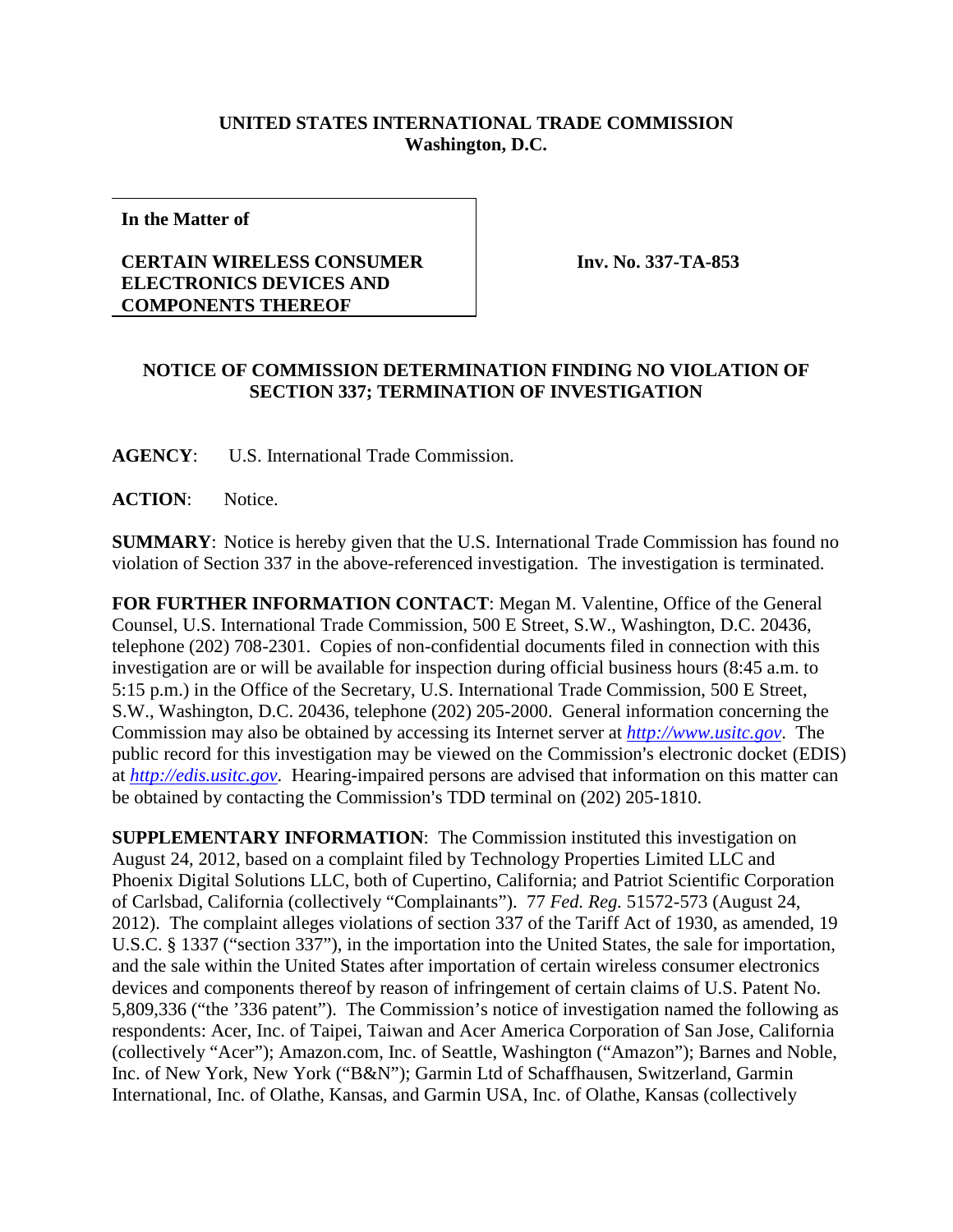**UNITED STATES INTERNATIONAL TRADE COMMISSION**
**Washington, D.C.**

| **In the Matter of** **CERTAIN WIRELESS CONSUMER ELECTRONICS DEVICES AND COMPONENTS THEREOF** | **Inv. No. 337-TA-853** |
|---|---|

## NOTICE OF COMMISSION DETERMINATION FINDING NO VIOLATION OF SECTION 337; TERMINATION OF INVESTIGATION

**AGENCY**: U.S. International Trade Commission.

**ACTION**: Notice.

**SUMMARY**: Notice is hereby given that the U.S. International Trade Commission has found no violation of Section 337 in the above-referenced investigation. The investigation is terminated.

**FOR FURTHER INFORMATION CONTACT**: Megan M. Valentine, Office of the General Counsel, U.S. International Trade Commission, 500 E Street, S.W., Washington, D.C. 20436, telephone (202) 708-2301. Copies of non-confidential documents filed in connection with this investigation are or will be available for inspection during official business hours (8:45 a.m. to 5:15 p.m.) in the Office of the Secretary, U.S. International Trade Commission, 500 E Street, S.W., Washington, D.C. 20436, telephone (202) 205-2000. General information concerning the Commission may also be obtained by accessing its Internet server at *http://www.usitc.gov*. The public record for this investigation may be viewed on the Commission's electronic docket (EDIS) at *http://edis.usitc.gov*. Hearing-impaired persons are advised that information on this matter can be obtained by contacting the Commission's TDD terminal on (202) 205-1810.

**SUPPLEMENTARY INFORMATION**: The Commission instituted this investigation on August 24, 2012, based on a complaint filed by Technology Properties Limited LLC and Phoenix Digital Solutions LLC, both of Cupertino, California; and Patriot Scientific Corporation of Carlsbad, California (collectively "Complainants"). 77 *Fed. Reg.* 51572-573 (August 24, 2012). The complaint alleges violations of section 337 of the Tariff Act of 1930, as amended, 19 U.S.C. § 1337 ("section 337"), in the importation into the United States, the sale for importation, and the sale within the United States after importation of certain wireless consumer electronics devices and components thereof by reason of infringement of certain claims of U.S. Patent No. 5,809,336 ("the '336 patent"). The Commission's notice of investigation named the following as respondents: Acer, Inc. of Taipei, Taiwan and Acer America Corporation of San Jose, California (collectively "Acer"); Amazon.com, Inc. of Seattle, Washington ("Amazon"); Barnes and Noble, Inc. of New York, New York ("B&N"); Garmin Ltd of Schaffhausen, Switzerland, Garmin International, Inc. of Olathe, Kansas, and Garmin USA, Inc. of Olathe, Kansas (collectively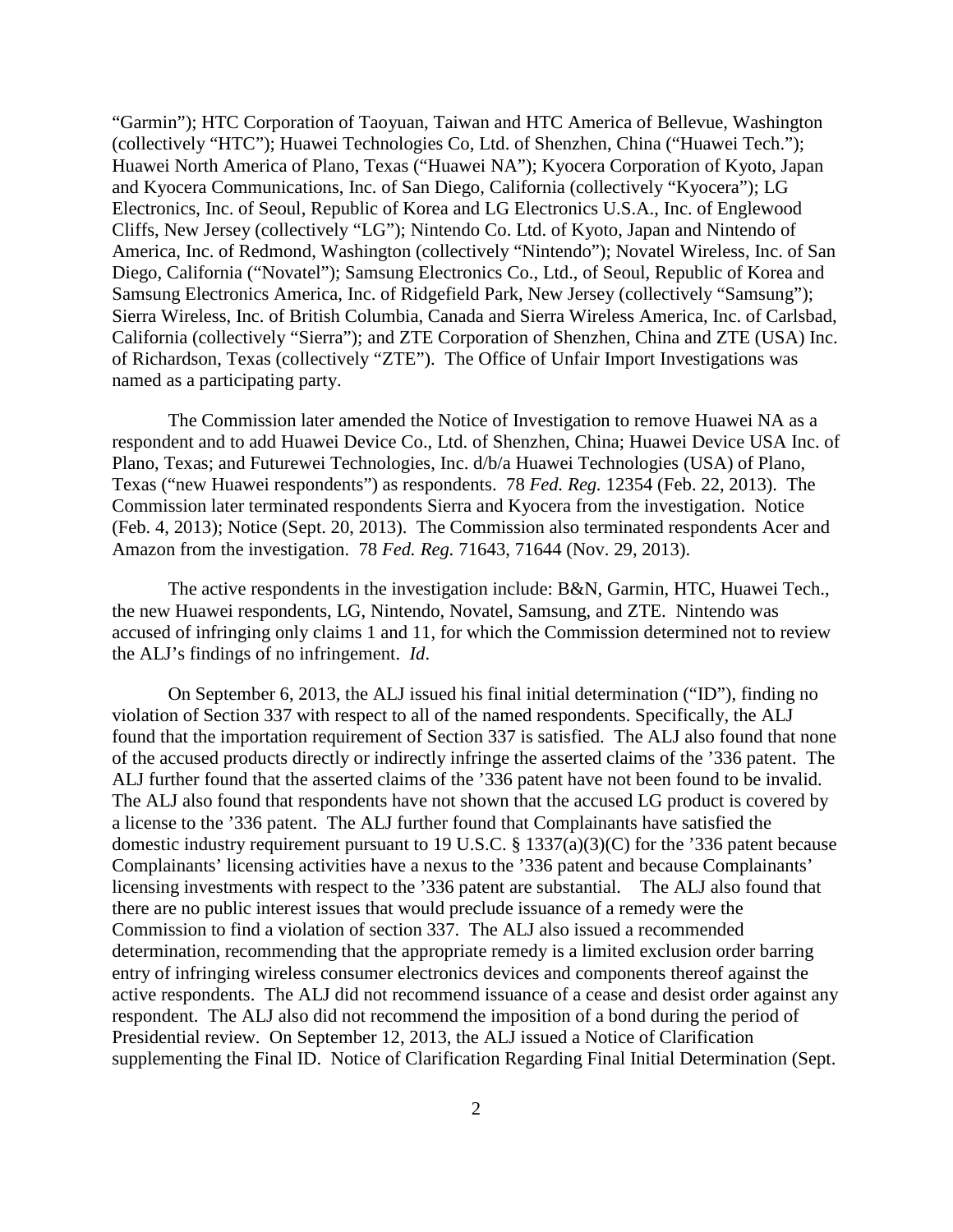"Garmin"); HTC Corporation of Taoyuan, Taiwan and HTC America of Bellevue, Washington (collectively "HTC"); Huawei Technologies Co, Ltd. of Shenzhen, China ("Huawei Tech."); Huawei North America of Plano, Texas ("Huawei NA"); Kyocera Corporation of Kyoto, Japan and Kyocera Communications, Inc. of San Diego, California (collectively "Kyocera"); LG Electronics, Inc. of Seoul, Republic of Korea and LG Electronics U.S.A., Inc. of Englewood Cliffs, New Jersey (collectively "LG"); Nintendo Co. Ltd. of Kyoto, Japan and Nintendo of America, Inc. of Redmond, Washington (collectively "Nintendo"); Novatel Wireless, Inc. of San Diego, California ("Novatel"); Samsung Electronics Co., Ltd., of Seoul, Republic of Korea and Samsung Electronics America, Inc. of Ridgefield Park, New Jersey (collectively "Samsung"); Sierra Wireless, Inc. of British Columbia, Canada and Sierra Wireless America, Inc. of Carlsbad, California (collectively "Sierra"); and ZTE Corporation of Shenzhen, China and ZTE (USA) Inc. of Richardson, Texas (collectively "ZTE"). The Office of Unfair Import Investigations was named as a participating party.

The Commission later amended the Notice of Investigation to remove Huawei NA as a respondent and to add Huawei Device Co., Ltd. of Shenzhen, China; Huawei Device USA Inc. of Plano, Texas; and Futurewei Technologies, Inc. d/b/a Huawei Technologies (USA) of Plano, Texas ("new Huawei respondents") as respondents. 78 *Fed. Reg.* 12354 (Feb. 22, 2013). The Commission later terminated respondents Sierra and Kyocera from the investigation. Notice (Feb. 4, 2013); Notice (Sept. 20, 2013). The Commission also terminated respondents Acer and Amazon from the investigation. 78 *Fed. Reg.* 71643, 71644 (Nov. 29, 2013).

The active respondents in the investigation include: B&N, Garmin, HTC, Huawei Tech., the new Huawei respondents, LG, Nintendo, Novatel, Samsung, and ZTE. Nintendo was accused of infringing only claims 1 and 11, for which the Commission determined not to review the ALJ's findings of no infringement. *Id*.

On September 6, 2013, the ALJ issued his final initial determination ("ID"), finding no violation of Section 337 with respect to all of the named respondents. Specifically, the ALJ found that the importation requirement of Section 337 is satisfied. The ALJ also found that none of the accused products directly or indirectly infringe the asserted claims of the '336 patent. The ALJ further found that the asserted claims of the '336 patent have not been found to be invalid. The ALJ also found that respondents have not shown that the accused LG product is covered by a license to the '336 patent. The ALJ further found that Complainants have satisfied the domestic industry requirement pursuant to 19 U.S.C. § 1337(a)(3)(C) for the '336 patent because Complainants' licensing activities have a nexus to the '336 patent and because Complainants' licensing investments with respect to the '336 patent are substantial. The ALJ also found that there are no public interest issues that would preclude issuance of a remedy were the Commission to find a violation of section 337. The ALJ also issued a recommended determination, recommending that the appropriate remedy is a limited exclusion order barring entry of infringing wireless consumer electronics devices and components thereof against the active respondents. The ALJ did not recommend issuance of a cease and desist order against any respondent. The ALJ also did not recommend the imposition of a bond during the period of Presidential review. On September 12, 2013, the ALJ issued a Notice of Clarification supplementing the Final ID. Notice of Clarification Regarding Final Initial Determination (Sept.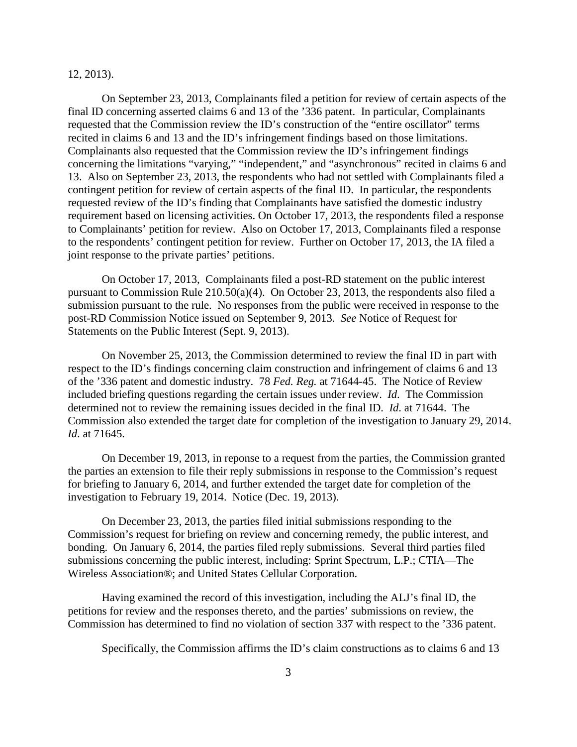12, 2013).

On September 23, 2013, Complainants filed a petition for review of certain aspects of the final ID concerning asserted claims 6 and 13 of the ’336 patent. In particular, Complainants requested that the Commission review the ID’s construction of the “entire oscillator” terms recited in claims 6 and 13 and the ID’s infringement findings based on those limitations. Complainants also requested that the Commission review the ID’s infringement findings concerning the limitations “varying,” “independent,” and “asynchronous” recited in claims 6 and 13. Also on September 23, 2013, the respondents who had not settled with Complainants filed a contingent petition for review of certain aspects of the final ID. In particular, the respondents requested review of the ID’s finding that Complainants have satisfied the domestic industry requirement based on licensing activities. On October 17, 2013, the respondents filed a response to Complainants’ petition for review. Also on October 17, 2013, Complainants filed a response to the respondents’ contingent petition for review. Further on October 17, 2013, the IA filed a joint response to the private parties’ petitions.

On October 17, 2013, Complainants filed a post-RD statement on the public interest pursuant to Commission Rule 210.50(a)(4). On October 23, 2013, the respondents also filed a submission pursuant to the rule. No responses from the public were received in response to the post-RD Commission Notice issued on September 9, 2013. *See* Notice of Request for Statements on the Public Interest (Sept. 9, 2013).

On November 25, 2013, the Commission determined to review the final ID in part with respect to the ID’s findings concerning claim construction and infringement of claims 6 and 13 of the ’336 patent and domestic industry. 78 *Fed. Reg.* at 71644-45. The Notice of Review included briefing questions regarding the certain issues under review. *Id*. The Commission determined not to review the remaining issues decided in the final ID. *Id*. at 71644. The Commission also extended the target date for completion of the investigation to January 29, 2014. *Id*. at 71645.

On December 19, 2013, in reponse to a request from the parties, the Commission granted the parties an extension to file their reply submissions in response to the Commission’s request for briefing to January 6, 2014, and further extended the target date for completion of the investigation to February 19, 2014. Notice (Dec. 19, 2013).

On December 23, 2013, the parties filed initial submissions responding to the Commission’s request for briefing on review and concerning remedy, the public interest, and bonding. On January 6, 2014, the parties filed reply submissions. Several third parties filed submissions concerning the public interest, including: Sprint Spectrum, L.P.; CTIA—The Wireless Association®; and United States Cellular Corporation.

Having examined the record of this investigation, including the ALJ’s final ID, the petitions for review and the responses thereto, and the parties’ submissions on review, the Commission has determined to find no violation of section 337 with respect to the ’336 patent.

Specifically, the Commission affirms the ID’s claim constructions as to claims 6 and 13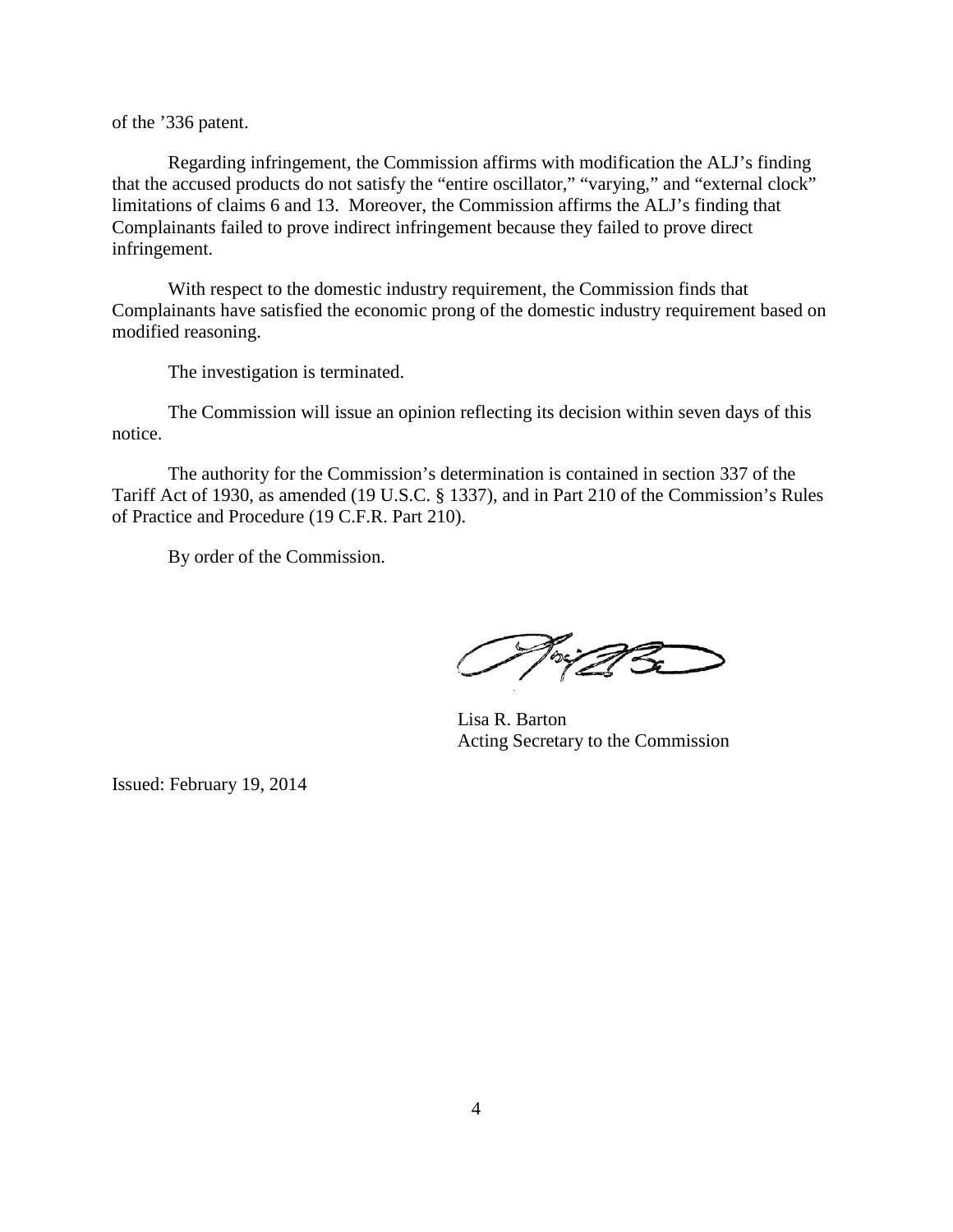of the '336 patent.

Regarding infringement, the Commission affirms with modification the ALJ's finding that the accused products do not satisfy the "entire oscillator," "varying," and "external clock" limitations of claims 6 and 13. Moreover, the Commission affirms the ALJ's finding that Complainants failed to prove indirect infringement because they failed to prove direct infringement.

With respect to the domestic industry requirement, the Commission finds that Complainants have satisfied the economic prong of the domestic industry requirement based on modified reasoning.

The investigation is terminated.

The Commission will issue an opinion reflecting its decision within seven days of this notice.

The authority for the Commission's determination is contained in section 337 of the Tariff Act of 1930, as amended (19 U.S.C. § 1337), and in Part 210 of the Commission's Rules of Practice and Procedure (19 C.F.R. Part 210).

By order of the Commission.

Lisa R. Barton
Acting Secretary to the Commission

Issued: February 19, 2014